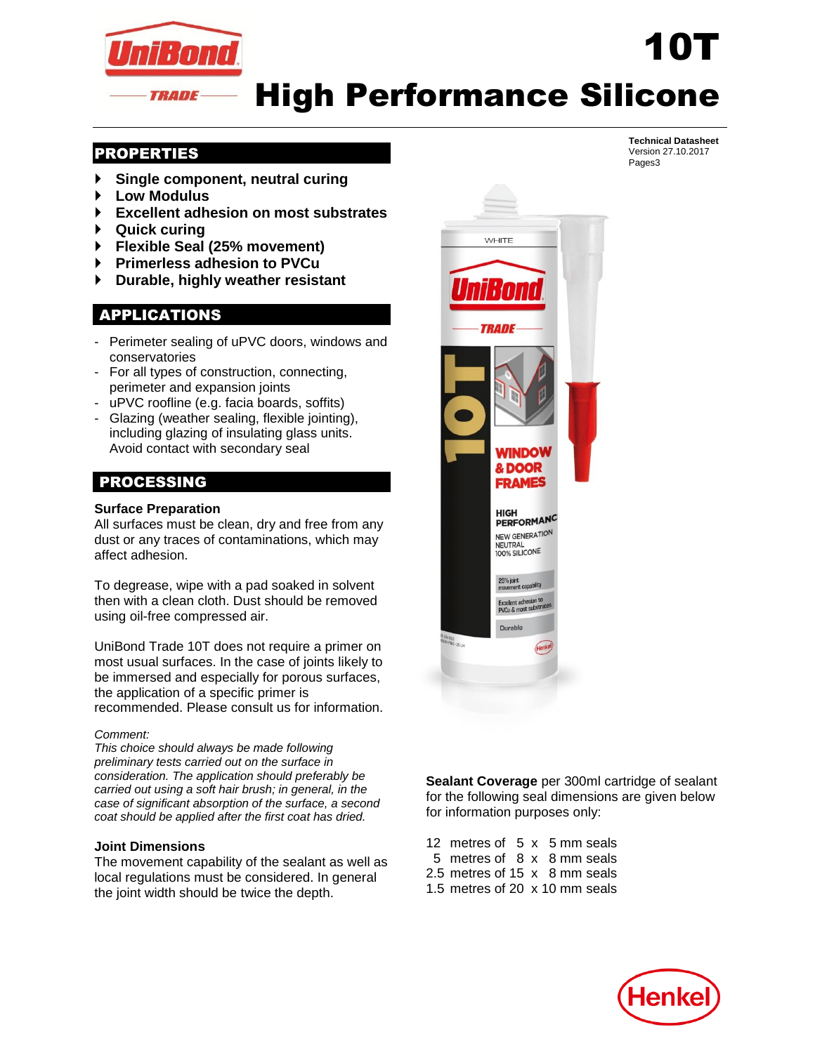# 10T High Performance Silicone

UniBond TRADE

**Technical Datasheet**
Version 27.10.2017
Pages3

## PROPERTIES

- **Single component, neutral curing**
- **Low Modulus**
- **Excellent adhesion on most substrates**
- **Quick curing**
- **Flexible Seal (25% movement)**
- **Primerless adhesion to PVCu**
- **Durable, highly weather resistant**

## APPLICATIONS

- Perimeter sealing of uPVC doors, windows and conservatories
- For all types of construction, connecting, perimeter and expansion joints
- uPVC roofline (e.g. facia boards, soffits)
- Glazing (weather sealing, flexible jointing), including glazing of insulating glass units. Avoid contact with secondary seal

## PROCESSING

**Surface Preparation**
All surfaces must be clean, dry and free from any dust or any traces of contaminations, which may affect adhesion.

To degrease, wipe with a pad soaked in solvent then with a clean cloth. Dust should be removed using oil-free compressed air.

UniBond Trade 10T does not require a primer on most usual surfaces. In the case of joints likely to be immersed and especially for porous surfaces, the application of a specific primer is recommended. Please consult us for information.

*Comment:*
*This choice should always be made following preliminary tests carried out on the surface in consideration. The application should preferably be carried out using a soft hair brush; in general, in the case of significant absorption of the surface, a second coat should be applied after the first coat has dried.*

**Joint Dimensions**
The movement capability of the sealant as well as local regulations must be considered. In general the joint width should be twice the depth.

**Sealant Coverage** per 300ml cartridge of sealant for the following seal dimensions are given below for information purposes only:

12 metres of 5 x 5 mm seals
5 metres of 8 x 8 mm seals
2.5 metres of 15 x 8 mm seals
1.5 metres of 20 x 10 mm seals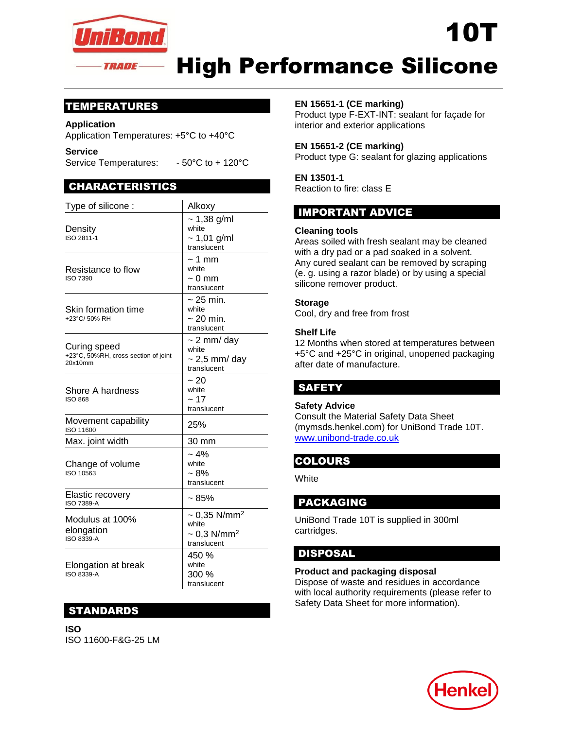# 10T

# High Performance Silicone

## TEMPERATURES

**Application**
Application Temperatures: +5°C to +40°C

**Service**
Service Temperatures: - 50°C to + 120°C

## CHARACTERISTICS

| Type of silicone : | Alkoxy |
|---|---|
| Density<br>ISO 2811-1 | ~ 1,38 g/ml<br>white<br>~ 1,01 g/ml<br>translucent |
| Resistance to flow<br>ISO 7390 | ~ 1 mm<br>white<br>~ 0 mm<br>translucent |
| Skin formation time<br>+23°C/ 50% RH | ~ 25 min.<br>white<br>~ 20 min.<br>translucent |
| Curing speed<br>+23°C, 50%RH, cross-section of joint 20x10mm | ~ 2 mm/ day<br>white<br>~ 2,5 mm/ day<br>translucent |
| Shore A hardness<br>ISO 868 | ~ 20<br>white<br>~ 17<br>translucent |
| Movement capability<br>ISO 11600 | 25% |
| Max. joint width | 30 mm |
| Change of volume<br>ISO 10563 | ~ 4%<br>white<br>~ 8%<br>translucent |
| Elastic recovery<br>ISO 7389-A | ~ 85% |
| Modulus at 100% elongation<br>ISO 8339-A | ~ 0,35 N/mm²<br>white<br>~ 0,3 N/mm²<br>translucent |
| Elongation at break<br>ISO 8339-A | 450 %<br>white<br>300 %<br>translucent |

## STANDARDS

**ISO**
ISO 11600-F&G-25 LM

**EN 15651-1 (CE marking)**
Product type F-EXT-INT: sealant for façade for interior and exterior applications

**EN 15651-2 (CE marking)**
Product type G: sealant for glazing applications

**EN 13501-1**
Reaction to fire: class E

## IMPORTANT ADVICE

**Cleaning tools**
Areas soiled with fresh sealant may be cleaned with a dry pad or a pad soaked in a solvent. Any cured sealant can be removed by scraping (e. g. using a razor blade) or by using a special silicone remover product.

**Storage**
Cool, dry and free from frost

**Shelf Life**
12 Months when stored at temperatures between +5°C and +25°C in original, unopened packaging after date of manufacture.

## SAFETY

**Safety Advice**
Consult the Material Safety Data Sheet (mymsds.henkel.com) for UniBond Trade 10T.
www.unibond-trade.co.uk

## COLOURS

White

## PACKAGING

UniBond Trade 10T is supplied in 300ml cartridges.

## DISPOSAL

**Product and packaging disposal**
Dispose of waste and residues in accordance with local authority requirements (please refer to Safety Data Sheet for more information).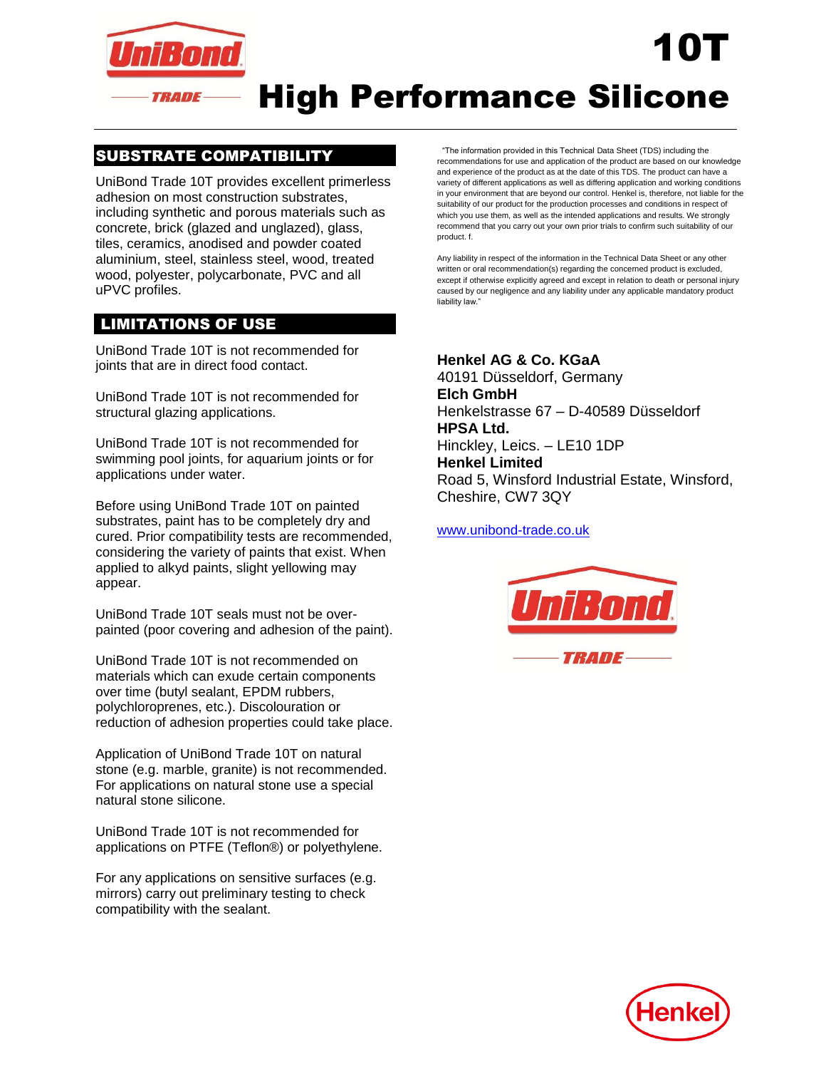## SUBSTRATE COMPATIBILITY

UniBond Trade 10T provides excellent primerless adhesion on most construction substrates, including synthetic and porous materials such as concrete, brick (glazed and unglazed), glass, tiles, ceramics, anodised and powder coated aluminium, steel, stainless steel, wood, treated wood, polyester, polycarbonate, PVC and all uPVC profiles.

## LIMITATIONS OF USE

UniBond Trade 10T is not recommended for joints that are in direct food contact.

UniBond Trade 10T is not recommended for structural glazing applications.

UniBond Trade 10T is not recommended for swimming pool joints, for aquarium joints or for applications under water.

Before using UniBond Trade 10T on painted substrates, paint has to be completely dry and cured. Prior compatibility tests are recommended, considering the variety of paints that exist. When applied to alkyd paints, slight yellowing may appear.

UniBond Trade 10T seals must not be over-painted (poor covering and adhesion of the paint).

UniBond Trade 10T is not recommended on materials which can exude certain components over time (butyl sealant, EPDM rubbers, polychloroprenes, etc.). Discolouration or reduction of adhesion properties could take place.

Application of UniBond Trade 10T on natural stone (e.g. marble, granite) is not recommended. For applications on natural stone use a special natural stone silicone.

UniBond Trade 10T is not recommended for applications on PTFE (Teflon®) or polyethylene.

For any applications on sensitive surfaces (e.g. mirrors) carry out preliminary testing to check compatibility with the sealant.

"The information provided in this Technical Data Sheet (TDS) including the recommendations for use and application of the product are based on our knowledge and experience of the product as at the date of this TDS. The product can have a variety of different applications as well as differing application and working conditions in your environment that are beyond our control. Henkel is, therefore, not liable for the suitability of our product for the production processes and conditions in respect of which you use them, as well as the intended applications and results. We strongly recommend that you carry out your own prior trials to confirm such suitability of our product. f.

Any liability in respect of the information in the Technical Data Sheet or any other written or oral recommendation(s) regarding the concerned product is excluded, except if otherwise explicitly agreed and except in relation to death or personal injury caused by our negligence and any liability under any applicable mandatory product liability law."

**Henkel AG & Co. KGaA**
40191 Düsseldorf, Germany
**Elch GmbH**
Henkelstrasse 67 – D-40589 Düsseldorf
**HPSA Ltd.**
Hinckley, Leics. – LE10 1DP
**Henkel Limited**
Road 5, Winsford Industrial Estate, Winsford, Cheshire, CW7 3QY

www.unibond-trade.co.uk